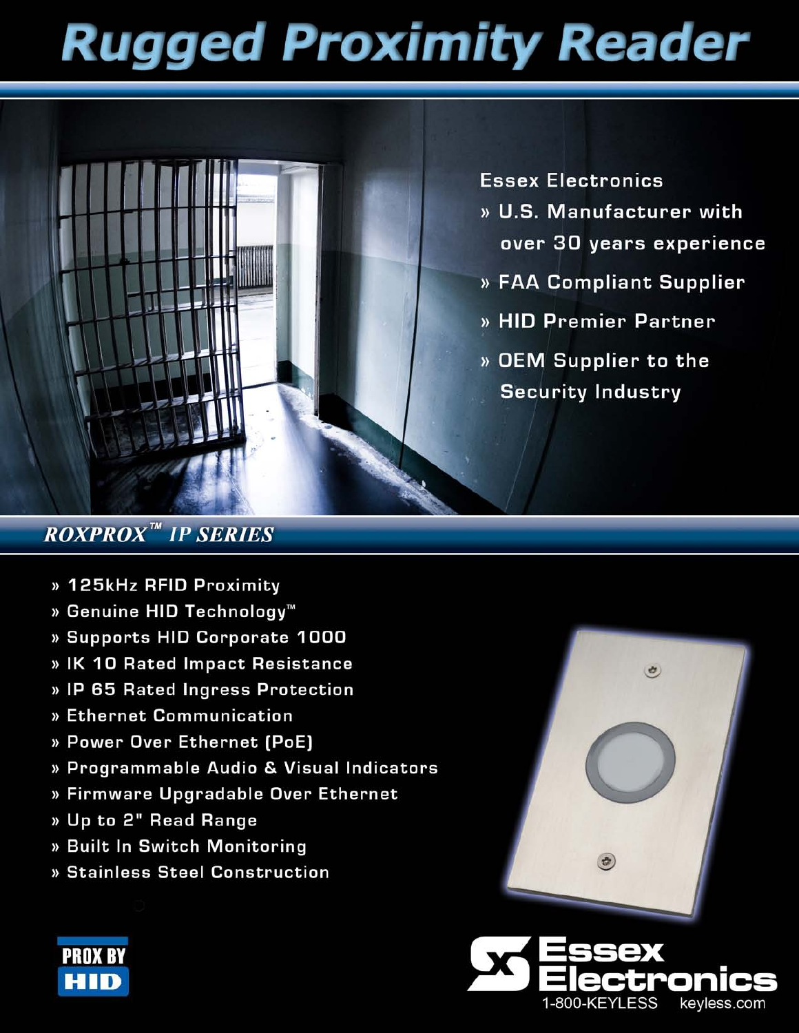# Rugged Proximity Reader

Essex Electronics

- U.S. Manufacturer with over 30 years experience
- FAA Compliant Supplier
- HID Premier Partner
- OEM Supplier to the Security Industry

## ROXPROX™ IP SERIES

- 125kHz RFID Proximity
- Genuine HID Technology™
- Supports HID Corporate 1000
- IK 10 Rated Impact Resistance
- IP 65 Rated Ingress Protection
- Ethernet Communication
- Power Over Ethernet (PoE)
- Programmable Audio & Visual Indicators
- Firmware Upgradable Over Ethernet
- Up to 2" Read Range
- Built In Switch Monitoring
- Stainless Steel Construction

PROX BY HID

Essex Electronics

1-800-KEYLESS keyless.com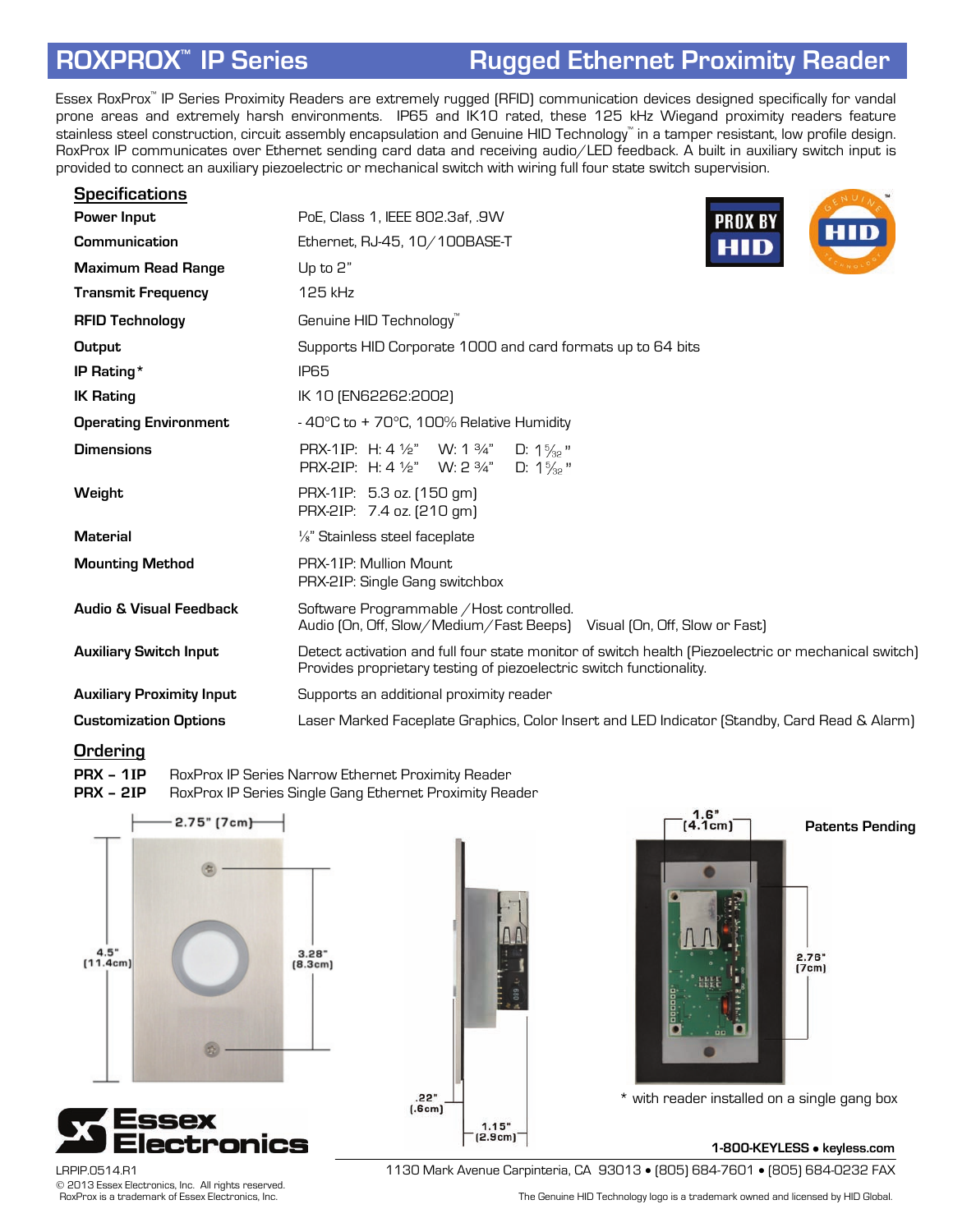# ROXPROX™ IP Series — Rugged Ethernet Proximity Reader

Essex RoxProx™ IP Series Proximity Readers are extremely rugged (RFID) communication devices designed specifically for vandal prone areas and extremely harsh environments. IP65 and IK10 rated, these 125 kHz Wiegand proximity readers feature stainless steel construction, circuit assembly encapsulation and Genuine HID Technology™ in a tamper resistant, low profile design. RoxProx IP communicates over Ethernet sending card data and receiving audio/LED feedback. A built in auxiliary switch input is provided to connect an auxiliary piezoelectric or mechanical switch with wiring full four state switch supervision.

## Specifications

| | |
|---|---|
| **Power Input** | PoE, Class 1, IEEE 802.3af, .9W |
| **Communication** | Ethernet, RJ-45, 10/100BASE-T |
| **Maximum Read Range** | Up to 2" |
| **Transmit Frequency** | 125 kHz |
| **RFID Technology** | Genuine HID Technology™ |
| **Output** | Supports HID Corporate 1000 and card formats up to 64 bits |
| **IP Rating*** | IP65 |
| **IK Rating** | IK 10 (EN62262:2002) |
| **Operating Environment** | - 40°C to + 70°C, 100% Relative Humidity |
| **Dimensions** | PRX-1IP: H: 4 ½" W: 1 ¾" D: 1 5/32"<br>PRX-2IP: H: 4 ½" W: 2 ¾" D: 1 5/32" |
| **Weight** | PRX-1IP: 5.3 oz. (150 gm)<br>PRX-2IP: 7.4 oz. (210 gm) |
| **Material** | ⅛" Stainless steel faceplate |
| **Mounting Method** | PRX-1IP: Mullion Mount<br>PRX-2IP: Single Gang switchbox |
| **Audio & Visual Feedback** | Software Programmable /Host controlled.<br>Audio (On, Off, Slow/Medium/Fast Beeps) Visual (On, Off, Slow or Fast) |
| **Auxiliary Switch Input** | Detect activation and full four state monitor of switch health (Piezoelectric or mechanical switch)<br>Provides proprietary testing of piezoelectric switch functionality. |
| **Auxiliary Proximity Input** | Supports an additional proximity reader |
| **Customization Options** | Laser Marked Faceplate Graphics, Color Insert and LED Indicator (Standby, Card Read & Alarm) |

PROX BY HID

GENUINE HID TECHNOLOGY™

## Ordering

**PRX – 1IP** RoxProx IP Series Narrow Ethernet Proximity Reader
**PRX – 2IP** RoxProx IP Series Single Gang Ethernet Proximity Reader

2.75" (7cm)
4.5" (11.4cm)
3.28" (8.3cm)

.22" (.6cm)
1.15" (2.9cm)

1.6" (4.1cm)
2.76" (7cm)

**Patents Pending**

\* with reader installed on a single gang box

Essex Electronics

**1-800-KEYLESS • keyless.com**

LRPIP.0514.R1
© 2013 Essex Electronics, Inc. All rights reserved.
RoxProx is a trademark of Essex Electronics, Inc.

1130 Mark Avenue Carpinteria, CA 93013 • (805) 684-7601 • (805) 684-0232 FAX

The Genuine HID Technology logo is a trademark owned and licensed by HID Global.